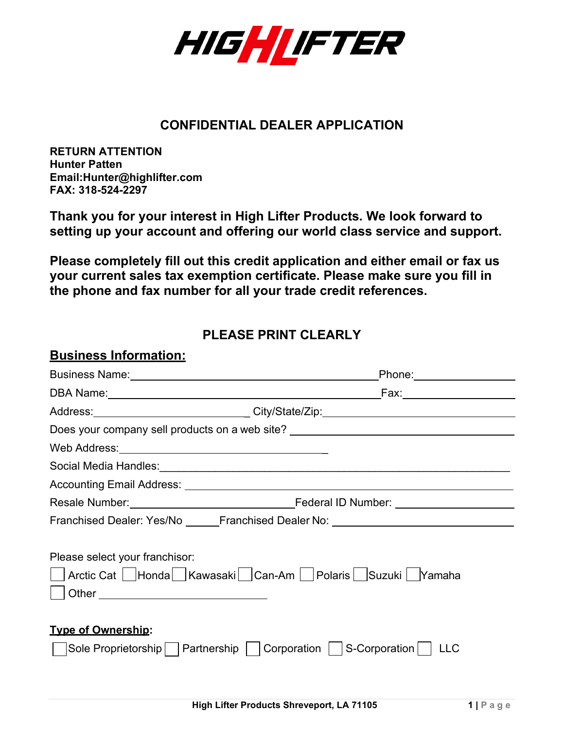# HIGH LIFTER

## CONFIDENTIAL DEALER APPLICATION

**RETURN ATTENTION**
**Hunter Patten**
**Email:Hunter@highlifter.com**
**FAX: 318-524-2297**

**Thank you for your interest in High Lifter Products. We look forward to setting up your account and offering our world class service and support.**

**Please completely fill out this credit application and either email or fax us your current sales tax exemption certificate. Please make sure you fill in the phone and fax number for all your trade credit references.**

### PLEASE PRINT CLEARLY

**<u>Business Information:</u>**

Business Name:______________________________________ Phone:________________

DBA Name:__________________________________________ Fax:__________________

Address:___________________________ City/State/Zip:____________________________

Does your company sell products on a web site? ________________________________

Web Address:_______________________________________

Social Media Handles:________________________________________________________

Accounting Email Address: ____________________________________________________

Resale Number:____________________________ Federal ID Number: __________________

Franchised Dealer: Yes/No ______Franchised Dealer No: ____________________________

Please select your franchisor:

☐ Arctic Cat ☐ Honda ☐ Kawasaki ☐ Can-Am ☐ Polaris ☐ Suzuki ☐ Yamaha
☐ Other ____________________________

**<u>Type of Ownership</u>:**

☐ Sole Proprietorship ☐ Partnership ☐ Corporation ☐ S-Corporation ☐ LLC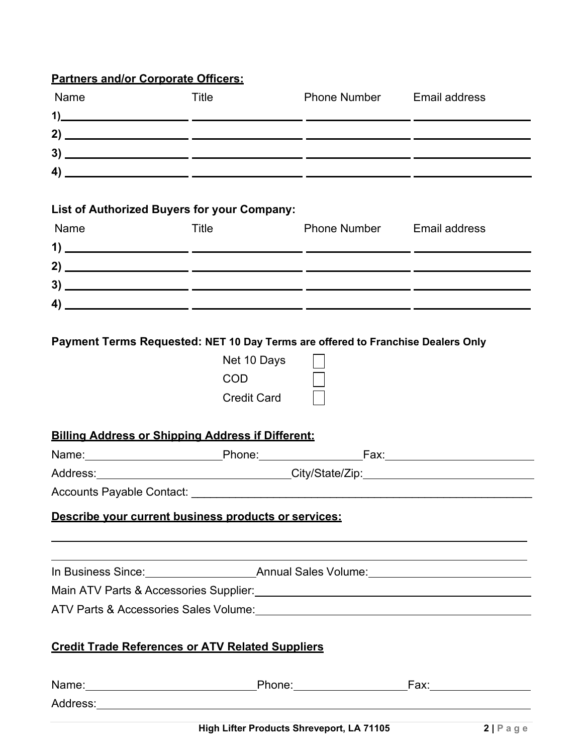**Partners and/or Corporate Officers:**

| | Name | Title | Phone Number | Email address |
|---|---|---|---|---|
| 1) | | | | |
| 2) | | | | |
| 3) | | | | |
| 4) | | | | |

**List of Authorized Buyers for your Company:**

| | Name | Title | Phone Number | Email address |
|---|---|---|---|---|
| 1) | | | | |
| 2) | | | | |
| 3) | | | | |
| 4) | | | | |

**Payment Terms Requested: NET 10 Day Terms are offered to Franchise Dealers Only**

- Net 10 Days ☐
- COD ☐
- Credit Card ☐

**Billing Address or Shipping Address if Different:**

Name:______________________ Phone:________________ Fax:________________________

Address:______________________________ City/State/Zip:___________________________

Accounts Payable Contact: ______________________________________________________

**Describe your current business products or services:**

___________________________________________________________________________

___________________________________________________________________________

In Business Since:__________________ Annual Sales Volume:__________________________

Main ATV Parts & Accessories Supplier:_____________________________________________

ATV Parts & Accessories Sales Volume:_____________________________________________

**Credit Trade References or ATV Related Suppliers**

Name:___________________________ Phone:__________________ Fax:________________

Address:______________________________________________________________________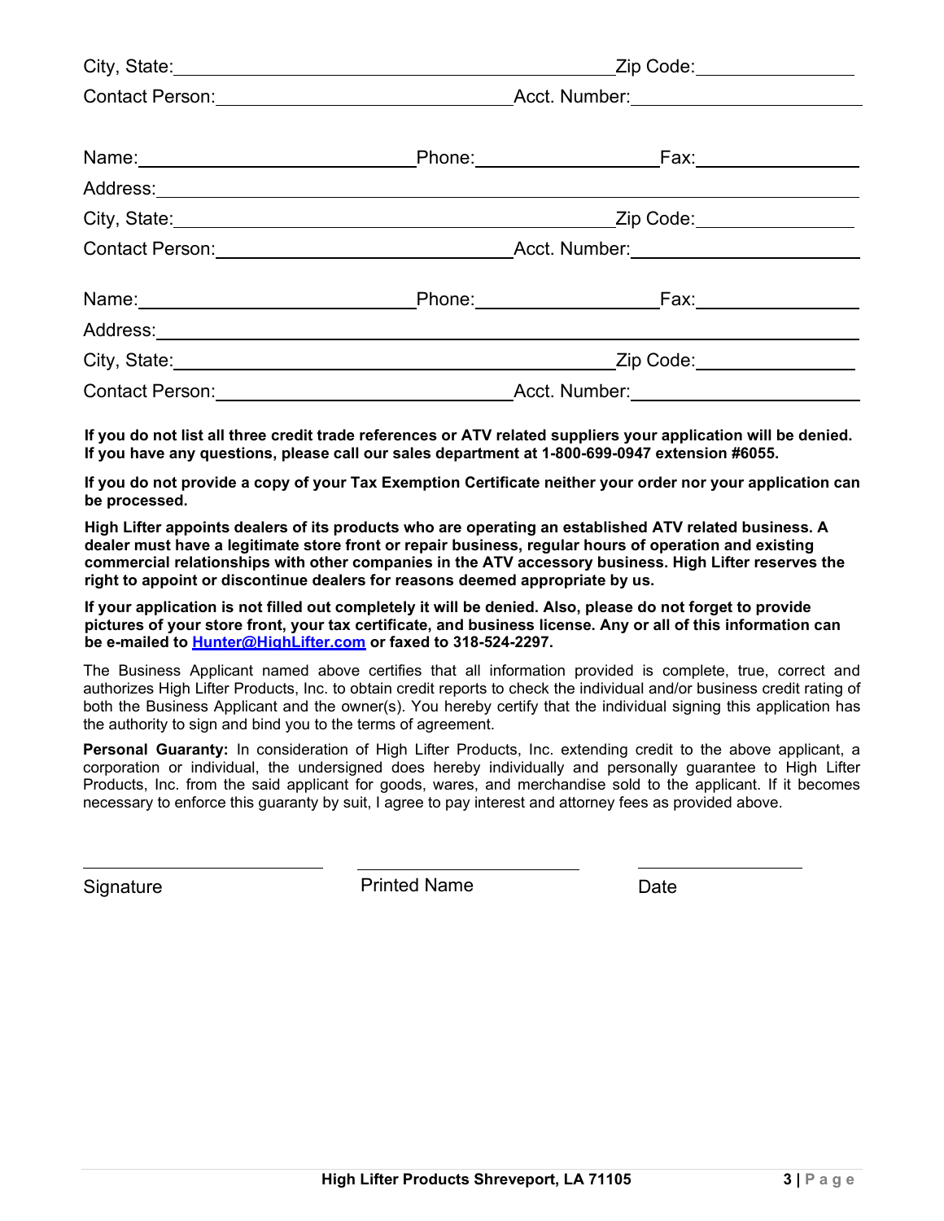City, State: ______________________________ Zip Code: ______________

Contact Person: ______________________________ Acct. Number: ______________________

Name: ______________________ Phone: ________________ Fax: ______________

Address: ____________________________________________________________

City, State: ______________________________ Zip Code: ______________

Contact Person: ______________________________ Acct. Number: ______________________

Name: ______________________ Phone: ________________ Fax: ______________

Address: ____________________________________________________________

City, State: ______________________________ Zip Code: ______________

Contact Person: ______________________________ Acct. Number: ______________________

**If you do not list all three credit trade references or ATV related suppliers your application will be denied. If you have any questions, please call our sales department at 1-800-699-0947 extension #6055.**

**If you do not provide a copy of your Tax Exemption Certificate neither your order nor your application can be processed.**

**High Lifter appoints dealers of its products who are operating an established ATV related business. A dealer must have a legitimate store front or repair business, regular hours of operation and existing commercial relationships with other companies in the ATV accessory business. High Lifter reserves the right to appoint or discontinue dealers for reasons deemed appropriate by us.**

**If your application is not filled out completely it will be denied. Also, please do not forget to provide pictures of your store front, your tax certificate, and business license. Any or all of this information can be e-mailed to Hunter@HighLifter.com or faxed to 318-524-2297.**

The Business Applicant named above certifies that all information provided is complete, true, correct and authorizes High Lifter Products, Inc. to obtain credit reports to check the individual and/or business credit rating of both the Business Applicant and the owner(s). You hereby certify that the individual signing this application has the authority to sign and bind you to the terms of agreement.

**Personal Guaranty:** In consideration of High Lifter Products, Inc. extending credit to the above applicant, a corporation or individual, the undersigned does hereby individually and personally guarantee to High Lifter Products, Inc. from the said applicant for goods, wares, and merchandise sold to the applicant. If it becomes necessary to enforce this guaranty by suit, I agree to pay interest and attorney fees as provided above.

______________________ ______________________ ______________

Signature Printed Name Date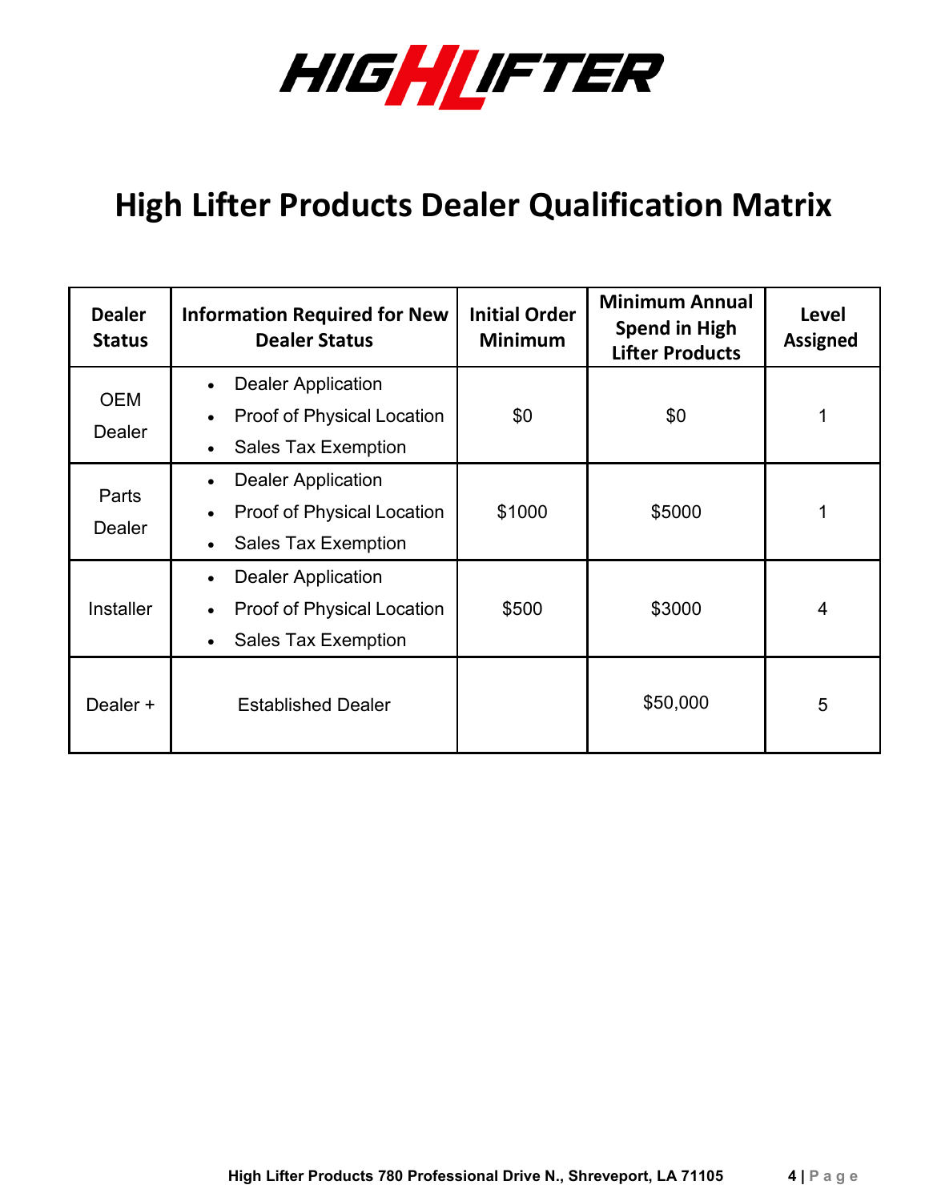# HIGHLIFTER

# High Lifter Products Dealer Qualification Matrix

| Dealer Status | Information Required for New Dealer Status | Initial Order Minimum | Minimum Annual Spend in High Lifter Products | Level Assigned |
|---|---|---|---|---|
| OEM Dealer | • Dealer Application<br>• Proof of Physical Location<br>• Sales Tax Exemption | $0 | $0 | 1 |
| Parts Dealer | • Dealer Application<br>• Proof of Physical Location<br>• Sales Tax Exemption | $1000 | $5000 | 1 |
| Installer | • Dealer Application<br>• Proof of Physical Location<br>• Sales Tax Exemption | $500 | $3000 | 4 |
| Dealer + | Established Dealer | | $50,000 | 5 |

High Lifter Products 780 Professional Drive N., Shreveport, LA 71105